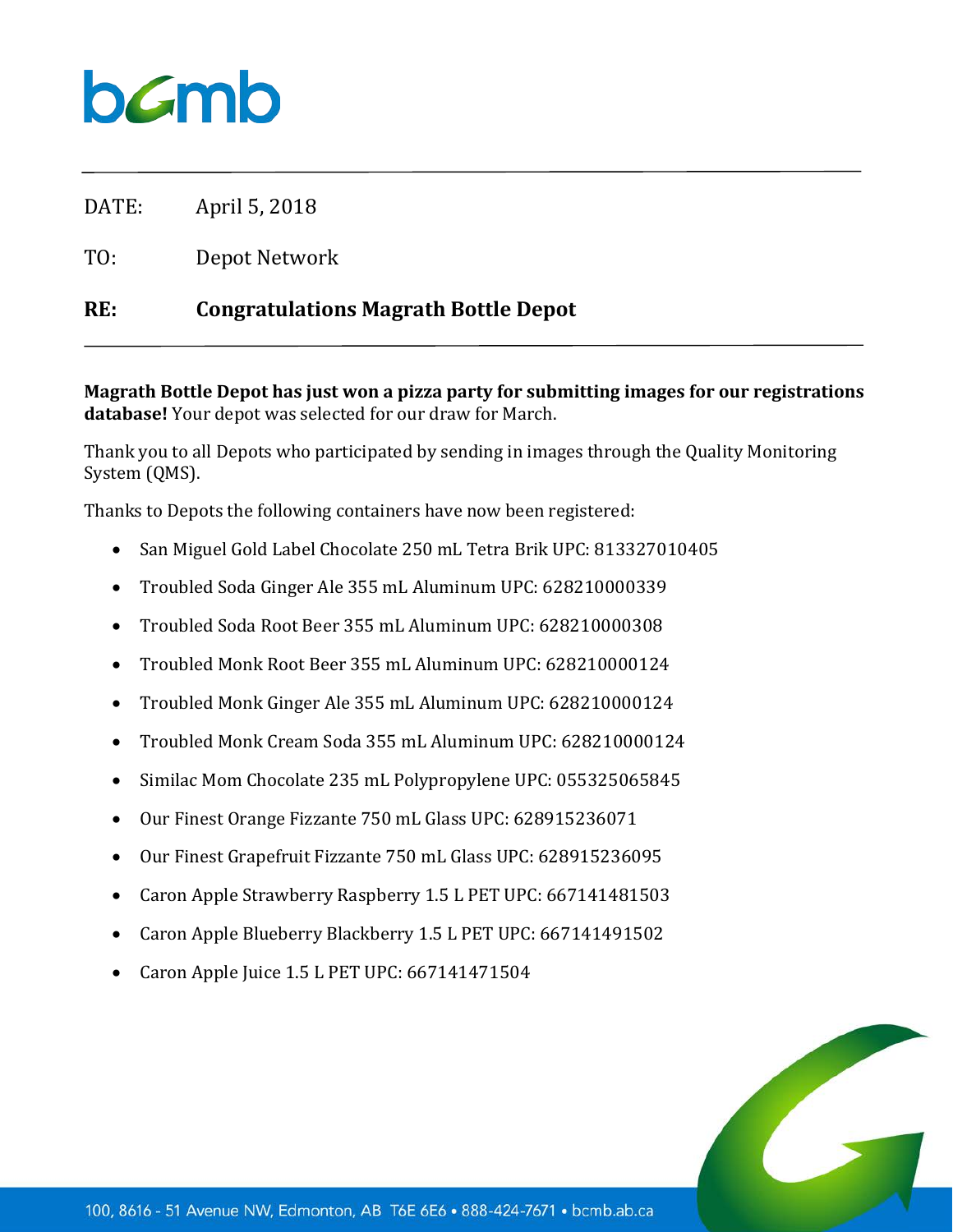bcmb

DATE: April 5, 2018

TO: Depot Network

**RE: Congratulations Magrath Bottle Depot**

**Magrath Bottle Depot has just won a pizza party for submitting images for our registrations database!** Your depot was selected for our draw for March.

Thank you to all Depots who participated by sending in images through the Quality Monitoring System (QMS).

Thanks to Depots the following containers have now been registered:

- San Miguel Gold Label Chocolate 250 mL Tetra Brik UPC: 813327010405
- Troubled Soda Ginger Ale 355 mL Aluminum UPC: 628210000339
- Troubled Soda Root Beer 355 mL Aluminum UPC: 628210000308
- Troubled Monk Root Beer 355 mL Aluminum UPC: 628210000124
- Troubled Monk Ginger Ale 355 mL Aluminum UPC: 628210000124
- Troubled Monk Cream Soda 355 mL Aluminum UPC: 628210000124
- Similac Mom Chocolate 235 mL Polypropylene UPC: 055325065845
- Our Finest Orange Fizzante 750 mL Glass UPC: 628915236071
- Our Finest Grapefruit Fizzante 750 mL Glass UPC: 628915236095
- Caron Apple Strawberry Raspberry 1.5 L PET UPC: 667141481503
- Caron Apple Blueberry Blackberry 1.5 L PET UPC: 667141491502
- Caron Apple Juice 1.5 L PET UPC: 667141471504

100, 8616 - 51 Avenue NW, Edmonton, AB T6E 6E6 • 888-424-7671 • bcmb.ab.ca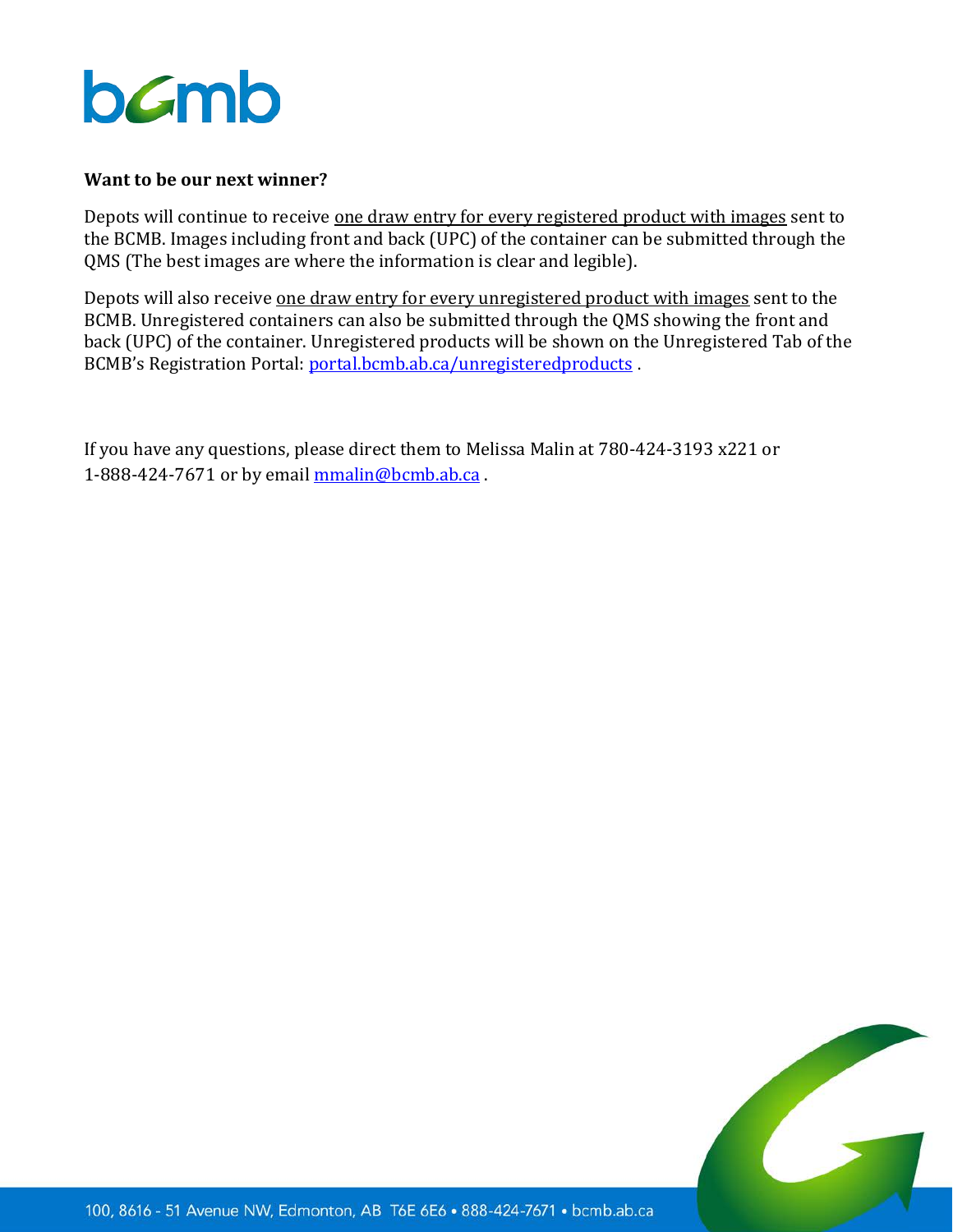**Want to be our next winner?**

Depots will continue to receive one draw entry for every registered product with images sent to the BCMB. Images including front and back (UPC) of the container can be submitted through the QMS (The best images are where the information is clear and legible).

Depots will also receive one draw entry for every unregistered product with images sent to the BCMB. Unregistered containers can also be submitted through the QMS showing the front and back (UPC) of the container. Unregistered products will be shown on the Unregistered Tab of the BCMB's Registration Portal: [portal.bcmb.ab.ca/unregisteredproducts](portal.bcmb.ab.ca/unregisteredproducts) .

If you have any questions, please direct them to Melissa Malin at 780-424-3193 x221 or 1-888-424-7671 or by email [mmalin@bcmb.ab.ca](mailto:mmalin@bcmb.ab.ca) .